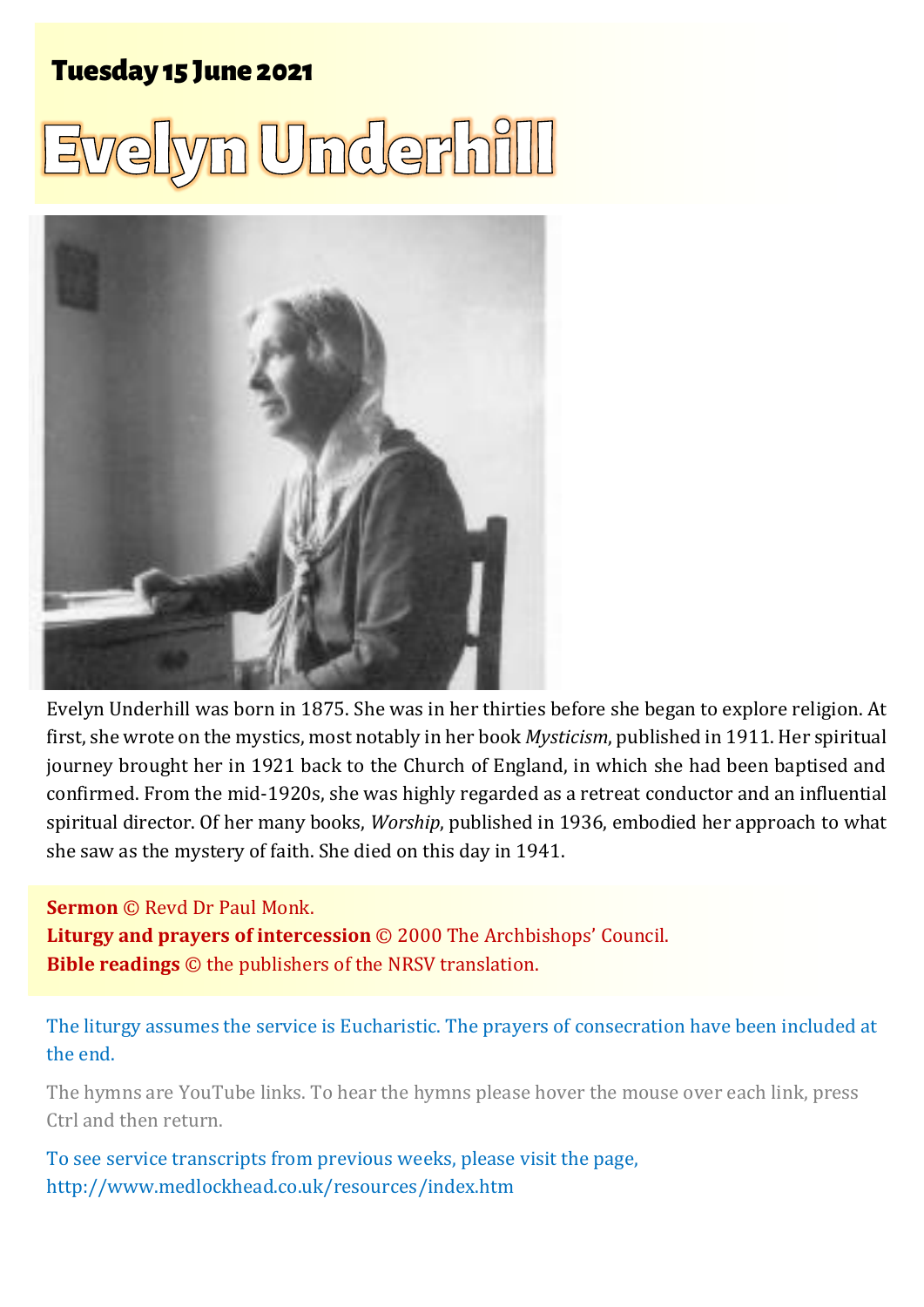**Tuesday 15 June 2021**

# Evelyn Underhill

Evelyn Underhill was born in 1875. She was in her thirties before she began to explore religion. At first, she wrote on the mystics, most notably in her book *Mysticism*, published in 1911. Her spiritual journey brought her in 1921 back to the Church of England, in which she had been baptised and confirmed. From the mid-1920s, she was highly regarded as a retreat conductor and an influential spiritual director. Of her many books, *Worship*, published in 1936, embodied her approach to what she saw as the mystery of faith. She died on this day in 1941.

**Sermon** © Revd Dr Paul Monk.
**Liturgy and prayers of intercession** © 2000 The Archbishops' Council.
**Bible readings** © the publishers of the NRSV translation.

The liturgy assumes the service is Eucharistic. The prayers of consecration have been included at the end.

The hymns are YouTube links. To hear the hymns please hover the mouse over each link, press Ctrl and then return.

To see service transcripts from previous weeks, please visit the page, http://www.medlockhead.co.uk/resources/index.htm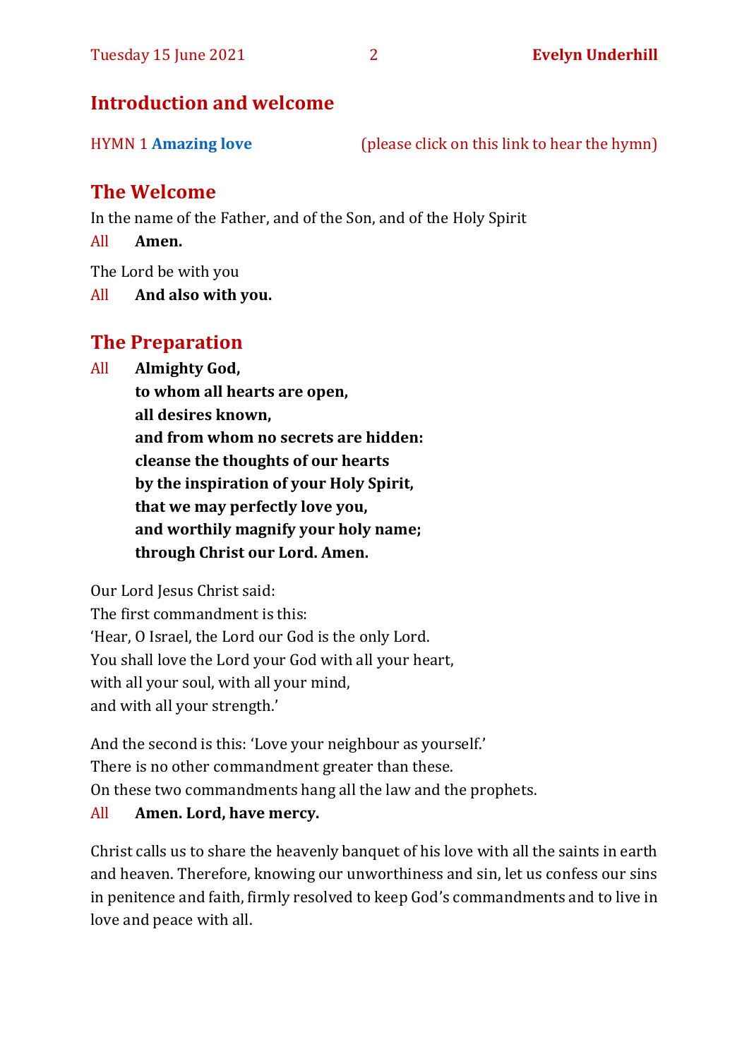## Introduction and welcome

HYMN 1 **Amazing love** (please click on this link to hear the hymn)

## The Welcome

In the name of the Father, and of the Son, and of the Holy Spirit

All **Amen.**

The Lord be with you

All **And also with you.**

## The Preparation

All **Almighty God,**
**to whom all hearts are open,**
**all desires known,**
**and from whom no secrets are hidden:**
**cleanse the thoughts of our hearts**
**by the inspiration of your Holy Spirit,**
**that we may perfectly love you,**
**and worthily magnify your holy name;**
**through Christ our Lord. Amen.**

Our Lord Jesus Christ said:
The first commandment is this:
'Hear, O Israel, the Lord our God is the only Lord.
You shall love the Lord your God with all your heart,
with all your soul, with all your mind,
and with all your strength.'

And the second is this: 'Love your neighbour as yourself.'
There is no other commandment greater than these.
On these two commandments hang all the law and the prophets.

All **Amen. Lord, have mercy.**

Christ calls us to share the heavenly banquet of his love with all the saints in earth and heaven. Therefore, knowing our unworthiness and sin, let us confess our sins in penitence and faith, firmly resolved to keep God's commandments and to live in love and peace with all.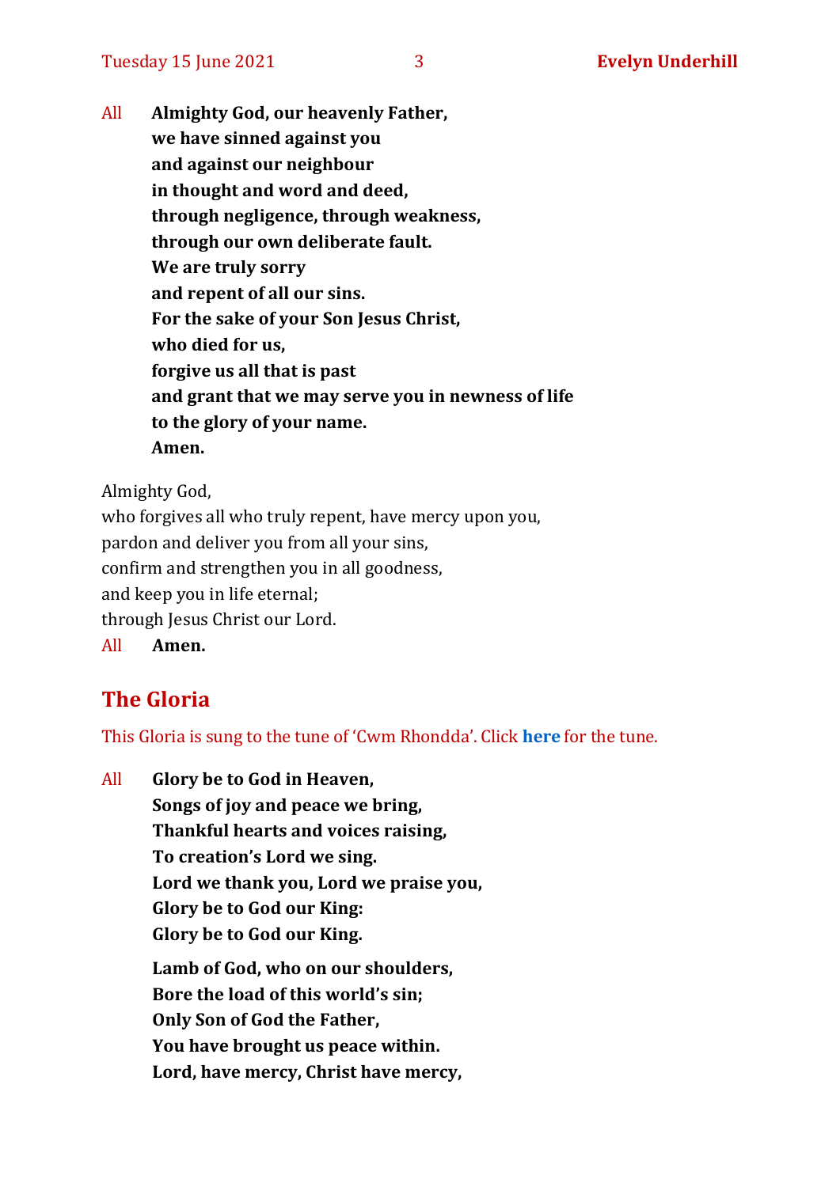All **Almighty God, our heavenly Father,**
**we have sinned against you**
**and against our neighbour**
**in thought and word and deed,**
**through negligence, through weakness,**
**through our own deliberate fault.**
**We are truly sorry**
**and repent of all our sins.**
**For the sake of your Son Jesus Christ,**
**who died for us,**
**forgive us all that is past**
**and grant that we may serve you in newness of life**
**to the glory of your name.**
**Amen.**

Almighty God,
who forgives all who truly repent, have mercy upon you,
pardon and deliver you from all your sins,
confirm and strengthen you in all goodness,
and keep you in life eternal;
through Jesus Christ our Lord.

All **Amen.**

## The Gloria

This Gloria is sung to the tune of 'Cwm Rhondda'. Click **here** for the tune.

All **Glory be to God in Heaven,**
**Songs of joy and peace we bring,**
**Thankful hearts and voices raising,**
**To creation's Lord we sing.**
**Lord we thank you, Lord we praise you,**
**Glory be to God our King:**
**Glory be to God our King.**

**Lamb of God, who on our shoulders,**
**Bore the load of this world's sin;**
**Only Son of God the Father,**
**You have brought us peace within.**
**Lord, have mercy, Christ have mercy,**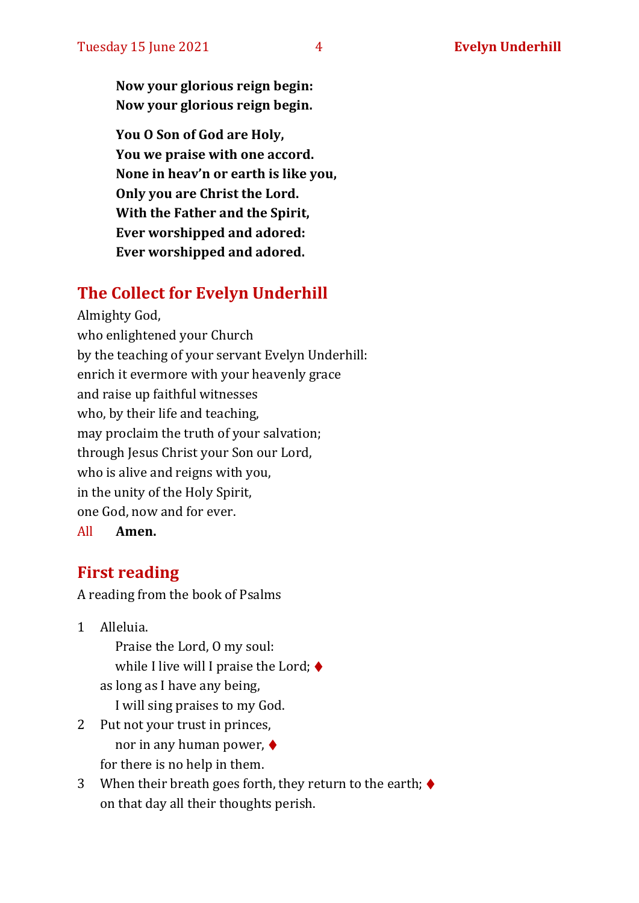**Now your glorious reign begin:**
**Now your glorious reign begin.**

**You O Son of God are Holy,**
**You we praise with one accord.**
**None in heav'n or earth is like you,**
**Only you are Christ the Lord.**
**With the Father and the Spirit,**
**Ever worshipped and adored:**
**Ever worshipped and adored.**

## The Collect for Evelyn Underhill

Almighty God,
who enlightened your Church
by the teaching of your servant Evelyn Underhill:
enrich it evermore with your heavenly grace
and raise up faithful witnesses
who, by their life and teaching,
may proclaim the truth of your salvation;
through Jesus Christ your Son our Lord,
who is alive and reigns with you,
in the unity of the Holy Spirit,
one God, now and for ever.
All **Amen.**

## First reading

A reading from the book of Psalms

1 Alleluia.
  Praise the Lord, O my soul:
  while I live will I praise the Lord; ♦
 as long as I have any being,
  I will sing praises to my God.
2 Put not your trust in princes,
  nor in any human power, ♦
 for there is no help in them.
3 When their breath goes forth, they return to the earth; ♦
 on that day all their thoughts perish.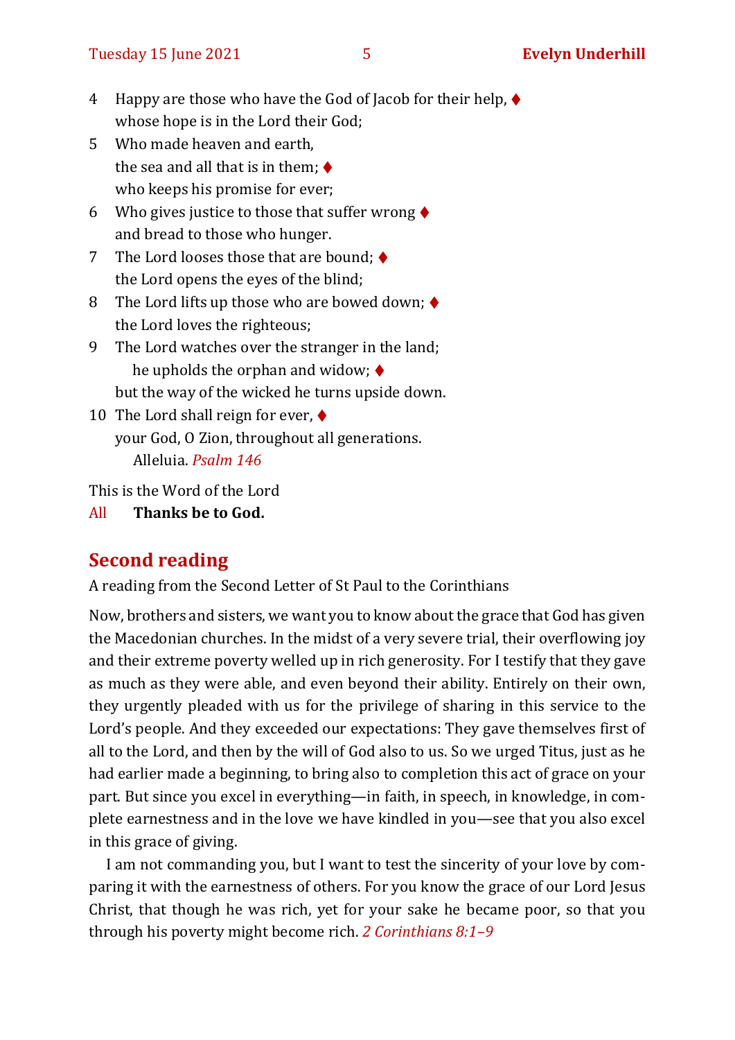4 Happy are those who have the God of Jacob for their help, ♦
whose hope is in the Lord their God;

5 Who made heaven and earth,
the sea and all that is in them; ♦
who keeps his promise for ever;

6 Who gives justice to those that suffer wrong ♦
and bread to those who hunger.

7 The Lord looses those that are bound; ♦
the Lord opens the eyes of the blind;

8 The Lord lifts up those who are bowed down; ♦
the Lord loves the righteous;

9 The Lord watches over the stranger in the land;
he upholds the orphan and widow; ♦
but the way of the wicked he turns upside down.

10 The Lord shall reign for ever, ♦
your God, O Zion, throughout all generations.
Alleluia. *Psalm 146*

This is the Word of the Lord
All **Thanks be to God.**

## Second reading

A reading from the Second Letter of St Paul to the Corinthians

Now, brothers and sisters, we want you to know about the grace that God has given the Macedonian churches. In the midst of a very severe trial, their overflowing joy and their extreme poverty welled up in rich generosity. For I testify that they gave as much as they were able, and even beyond their ability. Entirely on their own, they urgently pleaded with us for the privilege of sharing in this service to the Lord's people. And they exceeded our expectations: They gave themselves first of all to the Lord, and then by the will of God also to us. So we urged Titus, just as he had earlier made a beginning, to bring also to completion this act of grace on your part. But since you excel in everything—in faith, in speech, in knowledge, in complete earnestness and in the love we have kindled in you—see that you also excel in this grace of giving.

I am not commanding you, but I want to test the sincerity of your love by comparing it with the earnestness of others. For you know the grace of our Lord Jesus Christ, that though he was rich, yet for your sake he became poor, so that you through his poverty might become rich. *2 Corinthians 8:1–9*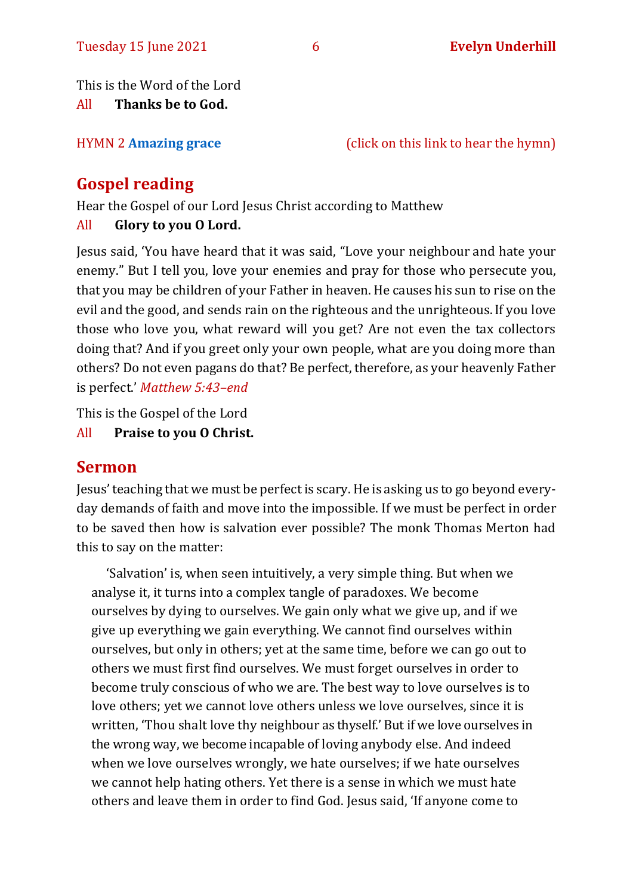This is the Word of the Lord
All **Thanks be to God.**

HYMN 2 **Amazing grace** (click on this link to hear the hymn)

## Gospel reading

Hear the Gospel of our Lord Jesus Christ according to Matthew
All **Glory to you O Lord.**

Jesus said, 'You have heard that it was said, "Love your neighbour and hate your enemy." But I tell you, love your enemies and pray for those who persecute you, that you may be children of your Father in heaven. He causes his sun to rise on the evil and the good, and sends rain on the righteous and the unrighteous. If you love those who love you, what reward will you get? Are not even the tax collectors doing that? And if you greet only your own people, what are you doing more than others? Do not even pagans do that? Be perfect, therefore, as your heavenly Father is perfect.' *Matthew 5:43–end*

This is the Gospel of the Lord
All **Praise to you O Christ.**

## Sermon

Jesus' teaching that we must be perfect is scary. He is asking us to go beyond every-day demands of faith and move into the impossible. If we must be perfect in order to be saved then how is salvation ever possible? The monk Thomas Merton had this to say on the matter:

> 'Salvation' is, when seen intuitively, a very simple thing. But when we analyse it, it turns into a complex tangle of paradoxes. We become ourselves by dying to ourselves. We gain only what we give up, and if we give up everything we gain everything. We cannot find ourselves within ourselves, but only in others; yet at the same time, before we can go out to others we must first find ourselves. We must forget ourselves in order to become truly conscious of who we are. The best way to love ourselves is to love others; yet we cannot love others unless we love ourselves, since it is written, 'Thou shalt love thy neighbour as thyself.' But if we love ourselves in the wrong way, we become incapable of loving anybody else. And indeed when we love ourselves wrongly, we hate ourselves; if we hate ourselves we cannot help hating others. Yet there is a sense in which we must hate others and leave them in order to find God. Jesus said, 'If anyone come to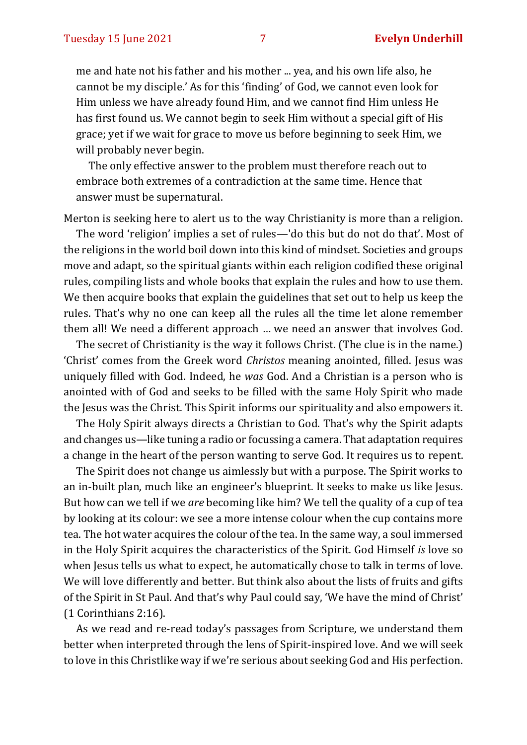me and hate not his father and his mother ... yea, and his own life also, he cannot be my disciple.' As for this 'finding' of God, we cannot even look for Him unless we have already found Him, and we cannot find Him unless He has first found us. We cannot begin to seek Him without a special gift of His grace; yet if we wait for grace to move us before beginning to seek Him, we will probably never begin.

The only effective answer to the problem must therefore reach out to embrace both extremes of a contradiction at the same time. Hence that answer must be supernatural.

Merton is seeking here to alert us to the way Christianity is more than a religion.

The word 'religion' implies a set of rules—'do this but do not do that'. Most of the religions in the world boil down into this kind of mindset. Societies and groups move and adapt, so the spiritual giants within each religion codified these original rules, compiling lists and whole books that explain the rules and how to use them. We then acquire books that explain the guidelines that set out to help us keep the rules. That's why no one can keep all the rules all the time let alone remember them all! We need a different approach … we need an answer that involves God.

The secret of Christianity is the way it follows Christ. (The clue is in the name.) 'Christ' comes from the Greek word *Christos* meaning anointed, filled. Jesus was uniquely filled with God. Indeed, he *was* God. And a Christian is a person who is anointed with of God and seeks to be filled with the same Holy Spirit who made the Jesus was the Christ. This Spirit informs our spirituality and also empowers it.

The Holy Spirit always directs a Christian to God. That's why the Spirit adapts and changes us—like tuning a radio or focussing a camera. That adaptation requires a change in the heart of the person wanting to serve God. It requires us to repent.

The Spirit does not change us aimlessly but with a purpose. The Spirit works to an in-built plan, much like an engineer's blueprint. It seeks to make us like Jesus. But how can we tell if we *are* becoming like him? We tell the quality of a cup of tea by looking at its colour: we see a more intense colour when the cup contains more tea. The hot water acquires the colour of the tea. In the same way, a soul immersed in the Holy Spirit acquires the characteristics of the Spirit. God Himself *is* love so when Jesus tells us what to expect, he automatically chose to talk in terms of love. We will love differently and better. But think also about the lists of fruits and gifts of the Spirit in St Paul. And that's why Paul could say, 'We have the mind of Christ' (1 Corinthians 2:16).

As we read and re-read today's passages from Scripture, we understand them better when interpreted through the lens of Spirit-inspired love. And we will seek to love in this Christlike way if we're serious about seeking God and His perfection.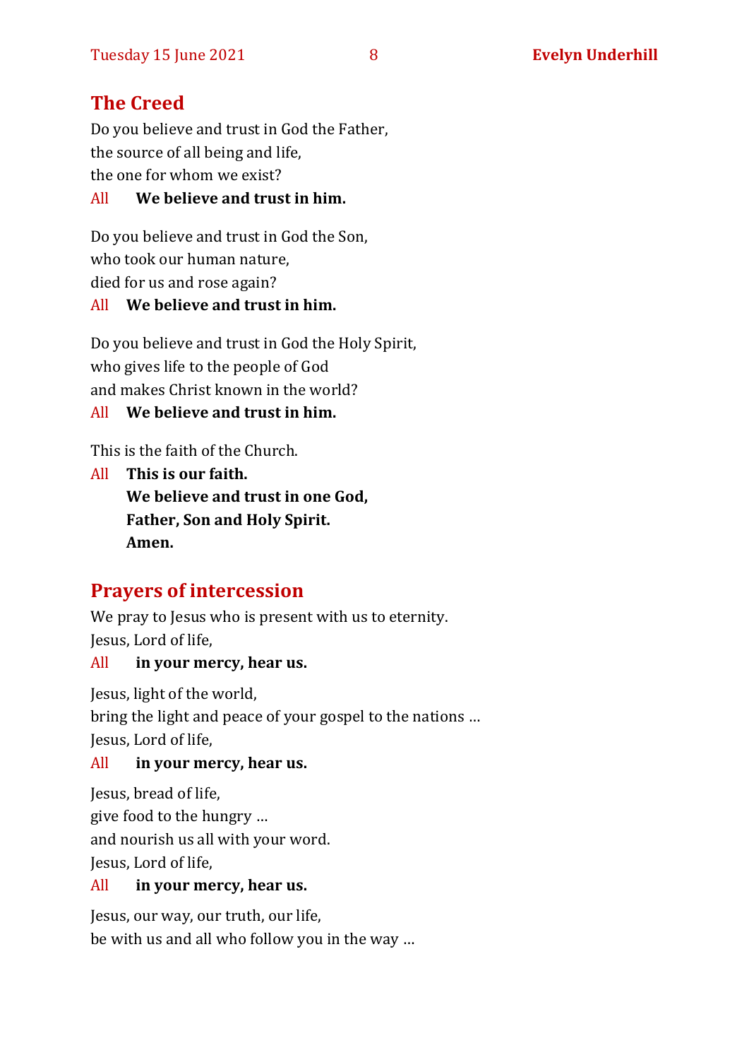## The Creed

Do you believe and trust in God the Father,
the source of all being and life,
the one for whom we exist?

All **We believe and trust in him.**

Do you believe and trust in God the Son,
who took our human nature,
died for us and rose again?

All **We believe and trust in him.**

Do you believe and trust in God the Holy Spirit,
who gives life to the people of God
and makes Christ known in the world?

All **We believe and trust in him.**

This is the faith of the Church.

All **This is our faith.**
**We believe and trust in one God,**
**Father, Son and Holy Spirit.**
**Amen.**

## Prayers of intercession

We pray to Jesus who is present with us to eternity.
Jesus, Lord of life,

All **in your mercy, hear us.**

Jesus, light of the world,
bring the light and peace of your gospel to the nations …
Jesus, Lord of life,

All **in your mercy, hear us.**

Jesus, bread of life,
give food to the hungry …
and nourish us all with your word.
Jesus, Lord of life,

All **in your mercy, hear us.**

Jesus, our way, our truth, our life,
be with us and all who follow you in the way …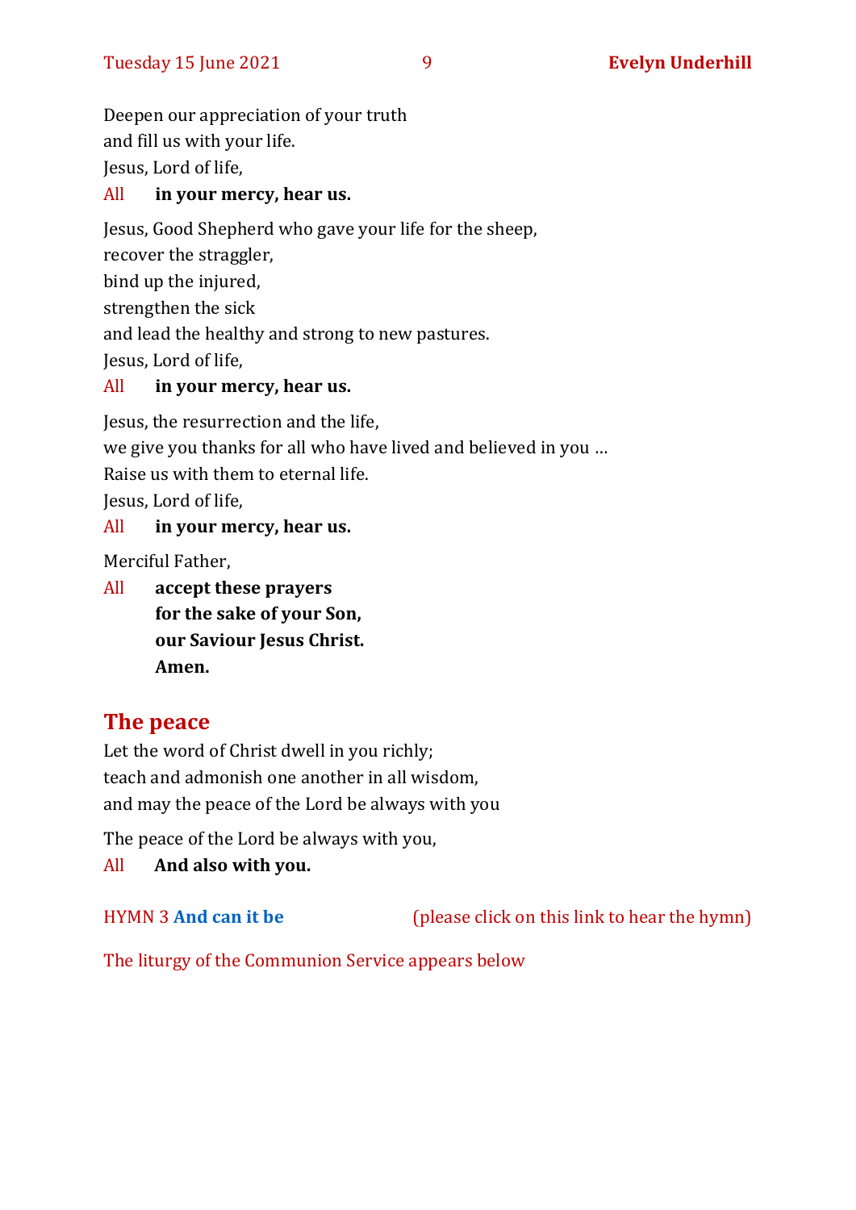Deepen our appreciation of your truth
and fill us with your life.
Jesus, Lord of life,

All **in your mercy, hear us.**

Jesus, Good Shepherd who gave your life for the sheep,
recover the straggler,
bind up the injured,
strengthen the sick
and lead the healthy and strong to new pastures.
Jesus, Lord of life,

All **in your mercy, hear us.**

Jesus, the resurrection and the life,
we give you thanks for all who have lived and believed in you …
Raise us with them to eternal life.
Jesus, Lord of life,

All **in your mercy, hear us.**

Merciful Father,

All **accept these prayers**
**for the sake of your Son,**
**our Saviour Jesus Christ.**
**Amen.**

## The peace

Let the word of Christ dwell in you richly;
teach and admonish one another in all wisdom,
and may the peace of the Lord be always with you

The peace of the Lord be always with you,

All **And also with you.**

HYMN 3 **And can it be** (please click on this link to hear the hymn)

The liturgy of the Communion Service appears below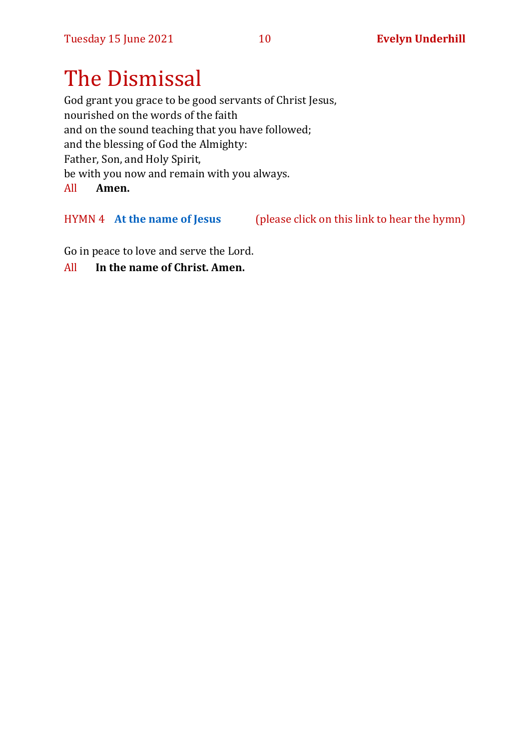# The Dismissal

God grant you grace to be good servants of Christ Jesus,
nourished on the words of the faith
and on the sound teaching that you have followed;
and the blessing of God the Almighty:
Father, Son, and Holy Spirit,
be with you now and remain with you always.

All **Amen.**

HYMN 4 **At the name of Jesus** (please click on this link to hear the hymn)

Go in peace to love and serve the Lord.

All **In the name of Christ. Amen.**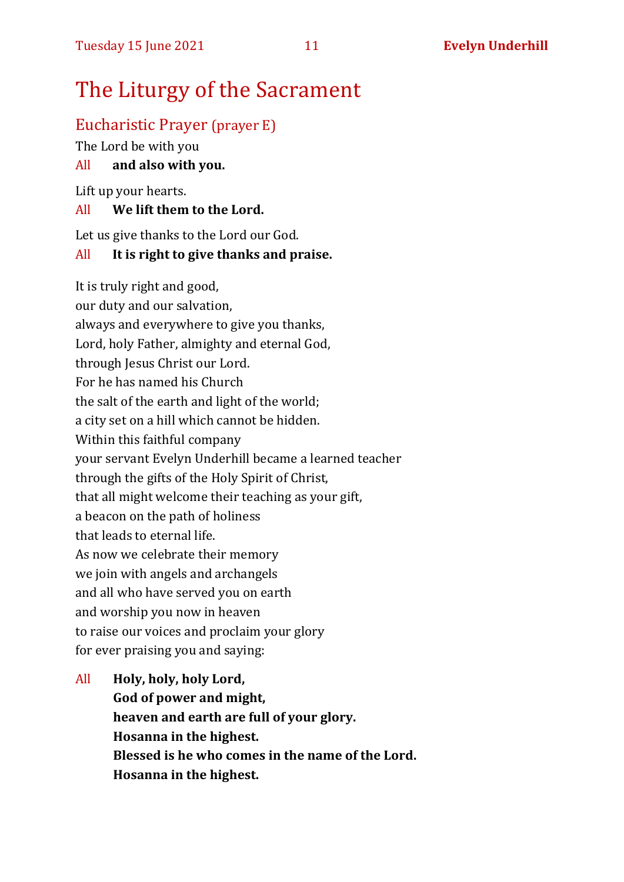# The Liturgy of the Sacrament

## Eucharistic Prayer (prayer E)

The Lord be with you

All **and also with you.**

Lift up your hearts.

All **We lift them to the Lord.**

Let us give thanks to the Lord our God.

All **It is right to give thanks and praise.**

It is truly right and good,
our duty and our salvation,
always and everywhere to give you thanks,
Lord, holy Father, almighty and eternal God,
through Jesus Christ our Lord.
For he has named his Church
the salt of the earth and light of the world;
a city set on a hill which cannot be hidden.
Within this faithful company
your servant Evelyn Underhill became a learned teacher
through the gifts of the Holy Spirit of Christ,
that all might welcome their teaching as your gift,
a beacon on the path of holiness
that leads to eternal life.
As now we celebrate their memory
we join with angels and archangels
and all who have served you on earth
and worship you now in heaven
to raise our voices and proclaim your glory
for ever praising you and saying:

All **Holy, holy, holy Lord,**
**God of power and might,**
**heaven and earth are full of your glory.**
**Hosanna in the highest.**
**Blessed is he who comes in the name of the Lord.**
**Hosanna in the highest.**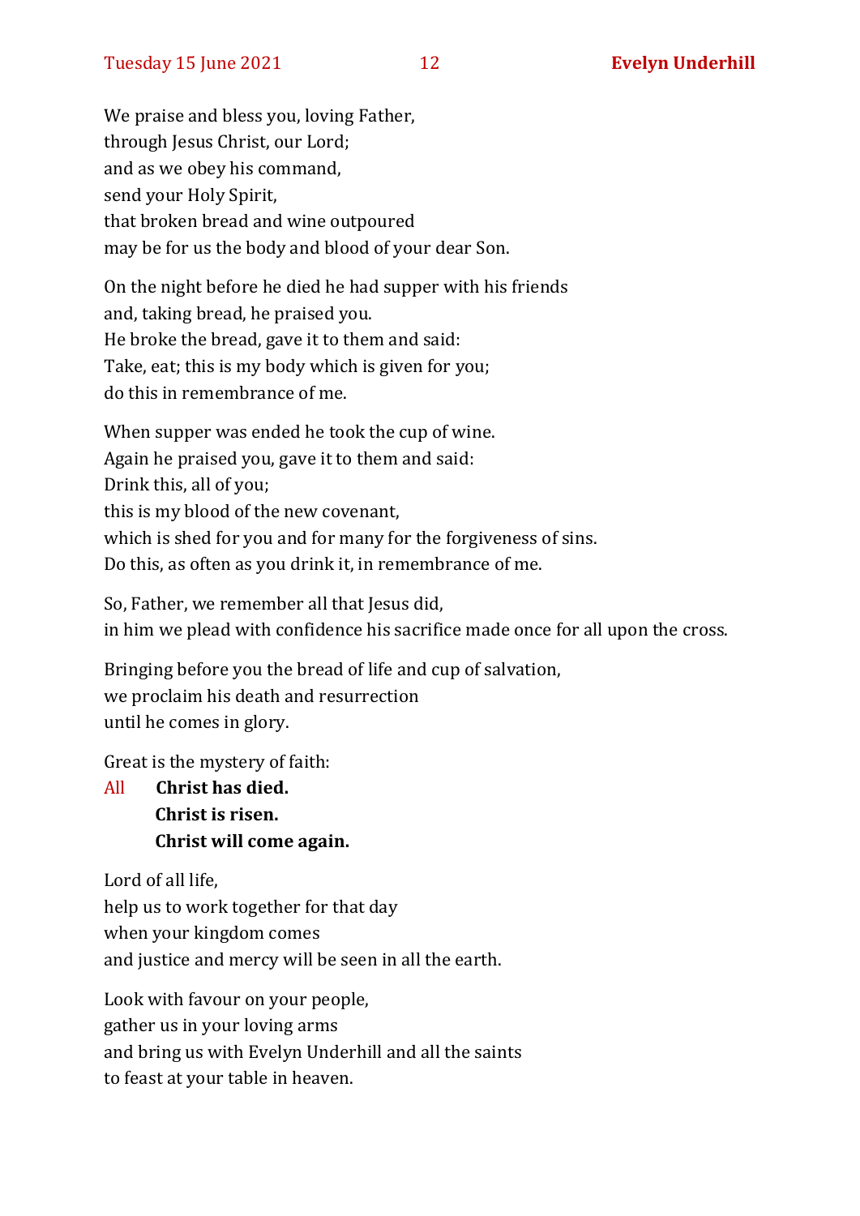We praise and bless you, loving Father,
through Jesus Christ, our Lord;
and as we obey his command,
send your Holy Spirit,
that broken bread and wine outpoured
may be for us the body and blood of your dear Son.

On the night before he died he had supper with his friends
and, taking bread, he praised you.
He broke the bread, gave it to them and said:
Take, eat; this is my body which is given for you;
do this in remembrance of me.

When supper was ended he took the cup of wine.
Again he praised you, gave it to them and said:
Drink this, all of you;
this is my blood of the new covenant,
which is shed for you and for many for the forgiveness of sins.
Do this, as often as you drink it, in remembrance of me.

So, Father, we remember all that Jesus did,
in him we plead with confidence his sacrifice made once for all upon the cross.

Bringing before you the bread of life and cup of salvation,
we proclaim his death and resurrection
until he comes in glory.

Great is the mystery of faith:

All **Christ has died.**
**Christ is risen.**
**Christ will come again.**

Lord of all life,
help us to work together for that day
when your kingdom comes
and justice and mercy will be seen in all the earth.

Look with favour on your people,
gather us in your loving arms
and bring us with Evelyn Underhill and all the saints
to feast at your table in heaven.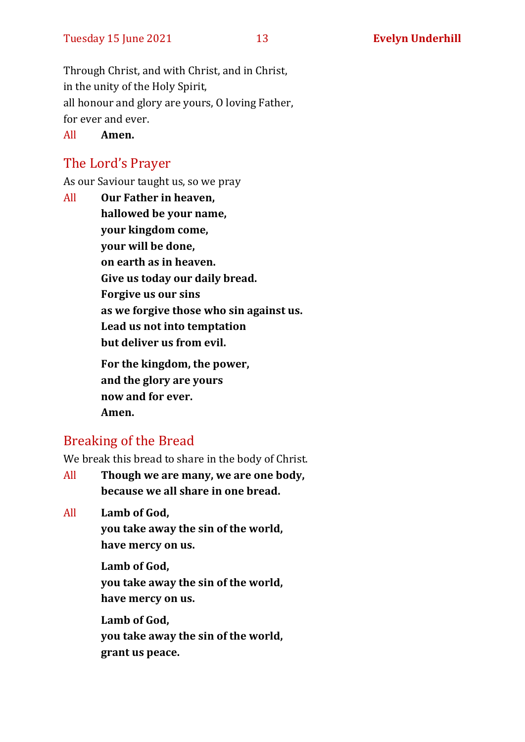Through Christ, and with Christ, and in Christ,
in the unity of the Holy Spirit,
all honour and glory are yours, O loving Father,
for ever and ever.

All **Amen.**

## The Lord's Prayer

As our Saviour taught us, so we pray

All **Our Father in heaven,**
**hallowed be your name,**
**your kingdom come,**
**your will be done,**
**on earth as in heaven.**
**Give us today our daily bread.**
**Forgive us our sins**
**as we forgive those who sin against us.**
**Lead us not into temptation**
**but deliver us from evil.**

**For the kingdom, the power,**
**and the glory are yours**
**now and for ever.**
**Amen.**

## Breaking of the Bread

We break this bread to share in the body of Christ.

All **Though we are many, we are one body,**
**because we all share in one bread.**

All **Lamb of God,**
**you take away the sin of the world,**
**have mercy on us.**

**Lamb of God,**
**you take away the sin of the world,**
**have mercy on us.**

**Lamb of God,**
**you take away the sin of the world,**
**grant us peace.**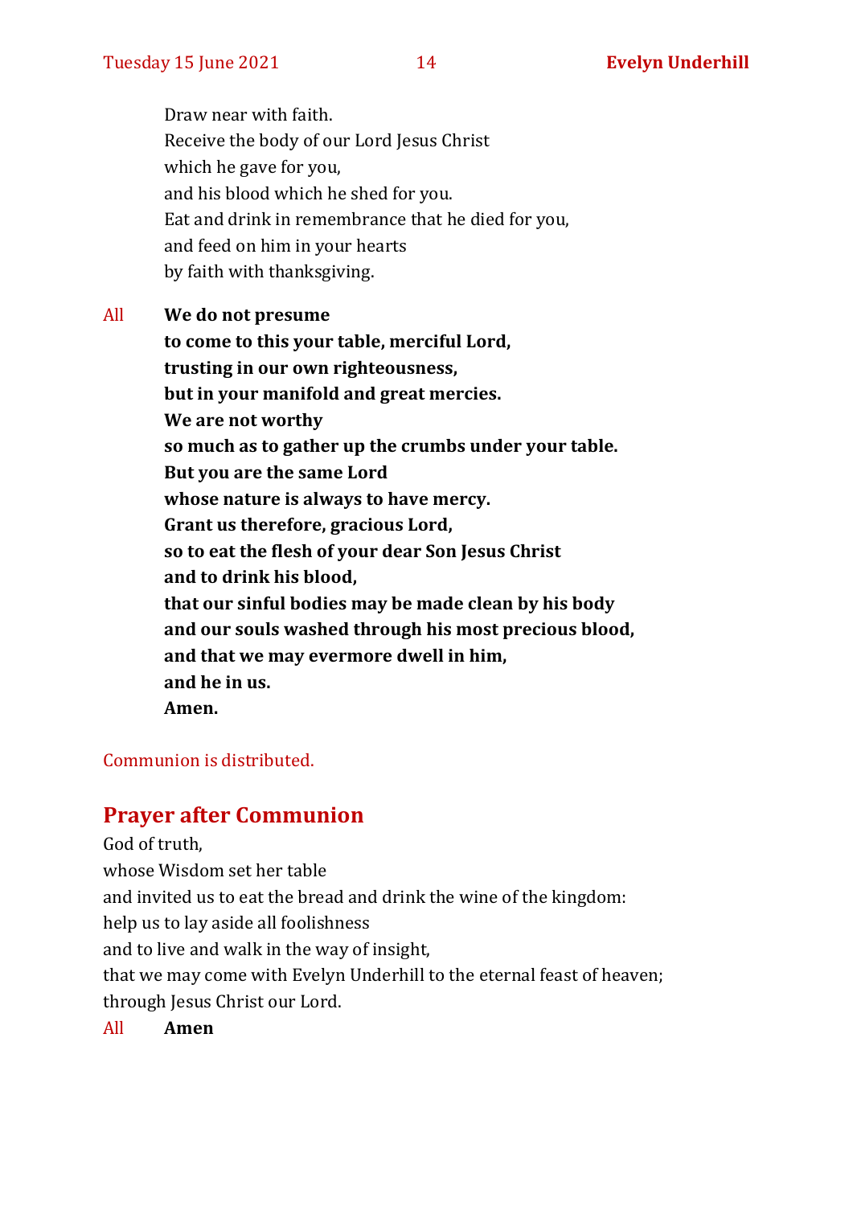Draw near with faith.
Receive the body of our Lord Jesus Christ
which he gave for you,
and his blood which he shed for you.
Eat and drink in remembrance that he died for you,
and feed on him in your hearts
by faith with thanksgiving.

All **We do not presume**
**to come to this your table, merciful Lord,**
**trusting in our own righteousness,**
**but in your manifold and great mercies.**
**We are not worthy**
**so much as to gather up the crumbs under your table.**
**But you are the same Lord**
**whose nature is always to have mercy.**
**Grant us therefore, gracious Lord,**
**so to eat the flesh of your dear Son Jesus Christ**
**and to drink his blood,**
**that our sinful bodies may be made clean by his body**
**and our souls washed through his most precious blood,**
**and that we may evermore dwell in him,**
**and he in us.**
**Amen.**

Communion is distributed.

## Prayer after Communion

God of truth,
whose Wisdom set her table
and invited us to eat the bread and drink the wine of the kingdom:
help us to lay aside all foolishness
and to live and walk in the way of insight,
that we may come with Evelyn Underhill to the eternal feast of heaven;
through Jesus Christ our Lord.

All **Amen**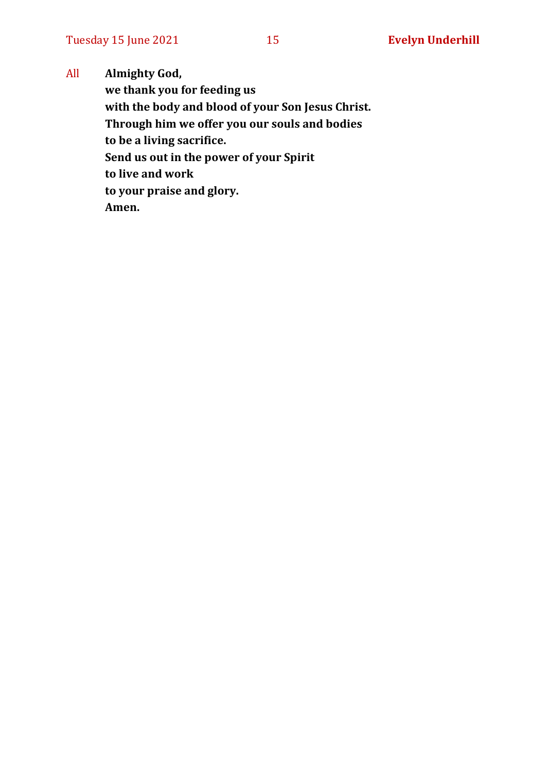All **Almighty God,**
**we thank you for feeding us**
**with the body and blood of your Son Jesus Christ.**
**Through him we offer you our souls and bodies**
**to be a living sacrifice.**
**Send us out in the power of your Spirit**
**to live and work**
**to your praise and glory.**
**Amen.**